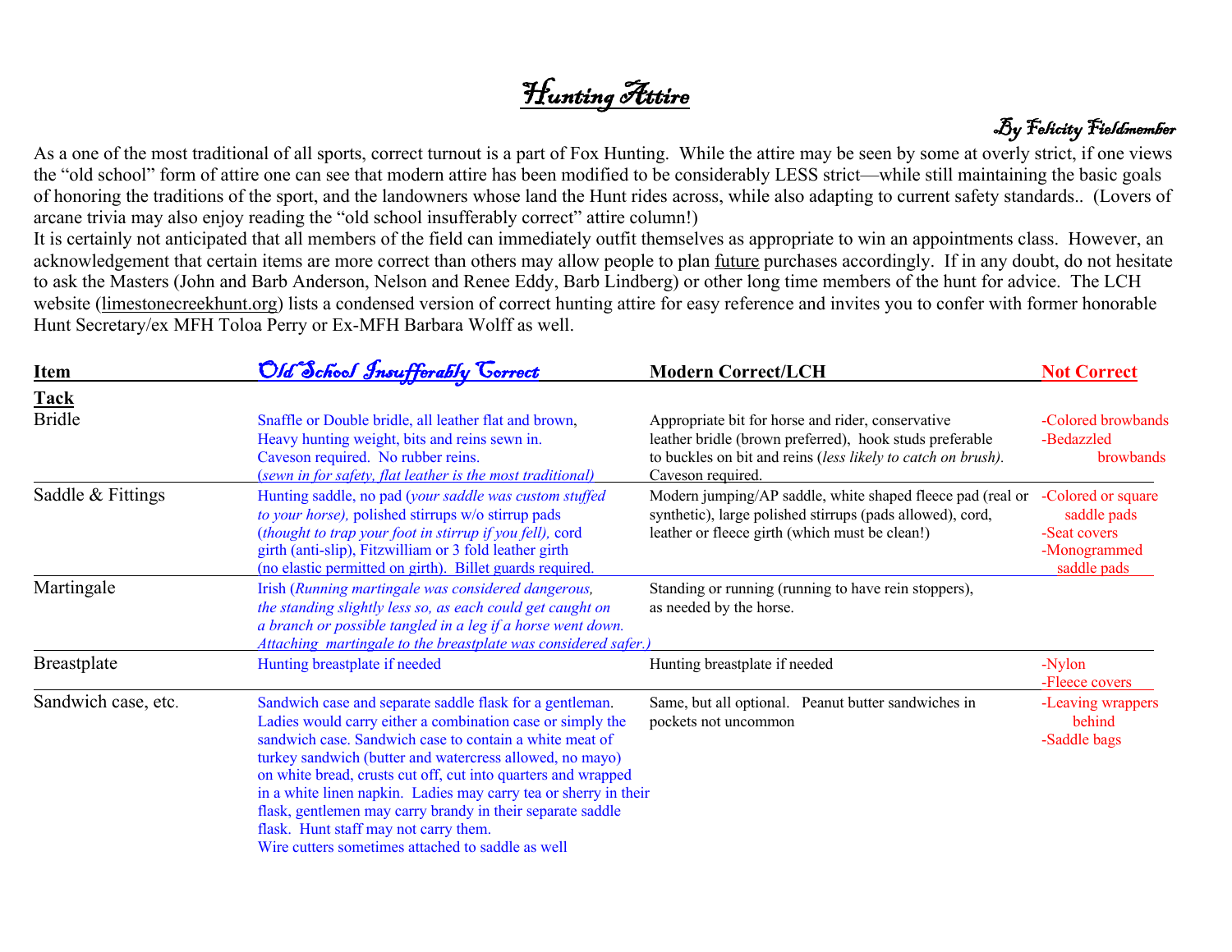# Hunting Attire

*By Felicity Fieldmember*

As a one of the most traditional of all sports, correct turnout is a part of Fox Hunting. While the attire may be seen by some at overly strict, if one views the "old school" form of attire one can see that modern attire has been modified to be considerably LESS strict—while still maintaining the basic goals of honoring the traditions of the sport, and the landowners whose land the Hunt rides across, while also adapting to current safety standards.. (Lovers of arcane trivia may also enjoy reading the "old school insufferably correct" attire column!)

It is certainly not anticipated that all members of the field can immediately outfit themselves as appropriate to win an appointments class. However, an acknowledgement that certain items are more correct than others may allow people to plan future purchases accordingly. If in any doubt, do not hesitate to ask the Masters (John and Barb Anderson, Nelson and Renee Eddy, Barb Lindberg) or other long time members of the hunt for advice. The LCH website (limestonecreekhunt.org) lists a condensed version of correct hunting attire for easy reference and invites you to confer with former honorable Hunt Secretary/ex MFH Toloa Perry or Ex-MFH Barbara Wolff as well.

| Item | *Old School Insufferably Correct* | Modern Correct/LCH | Not Correct |
|---|---|---|---|
| **Tack** | | | |
| Bridle | Snaffle or Double bridle, all leather flat and brown, Heavy hunting weight, bits and reins sewn in. Caveson required. No rubber reins. (*sewn in for safety, flat leather is the most traditional)* | Appropriate bit for horse and rider, conservative leather bridle (brown preferred), hook studs preferable to buckles on bit and reins (*less likely to catch on brush).* Caveson required. | -Colored browbands<br>-Bedazzled browbands |
| Saddle & Fittings | Hunting saddle, no pad (*your saddle was custom stuffed to your horse),* polished stirrups w/o stirrup pads (*thought to trap your foot in stirrup if you fell),* cord girth (anti-slip), Fitzwilliam or 3 fold leather girth (no elastic permitted on girth). Billet guards required. | Modern jumping/AP saddle, white shaped fleece pad (real or synthetic), large polished stirrups (pads allowed), cord, leather or fleece girth (which must be clean!) | -Colored or square saddle pads<br>-Seat covers<br>-Monogrammed saddle pads |
| Martingale | Irish (*Running martingale was considered dangerous, the standing slightly less so, as each could get caught on a branch or possible tangled in a leg if a horse went down. Attaching martingale to the breastplate was considered safer.)* | Standing or running (running to have rein stoppers), as needed by the horse. | |
| Breastplate | Hunting breastplate if needed | Hunting breastplate if needed | -Nylon<br>-Fleece covers |
| Sandwich case, etc. | Sandwich case and separate saddle flask for a gentleman. Ladies would carry either a combination case or simply the sandwich case. Sandwich case to contain a white meat of turkey sandwich (butter and watercress allowed, no mayo) on white bread, crusts cut off, cut into quarters and wrapped in a white linen napkin. Ladies may carry tea or sherry in their flask, gentlemen may carry brandy in their separate saddle flask. Hunt staff may not carry them. Wire cutters sometimes attached to saddle as well | Same, but all optional. Peanut butter sandwiches in pockets not uncommon | -Leaving wrappers behind<br>-Saddle bags |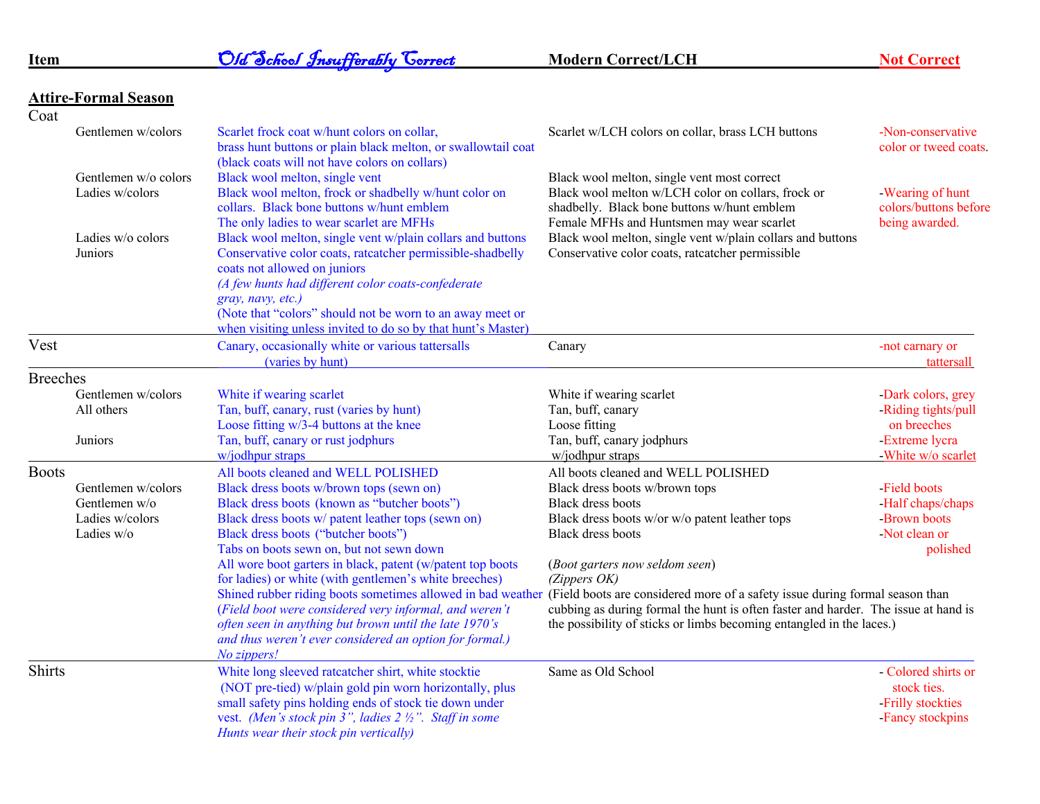| Item | | Old School Insufferably Correct | Modern Correct/LCH | Not Correct |
|---|---|---|---|---|
| **Attire-Formal Season** | | | | |
| Coat | | | | |
| | Gentlemen w/colors | Scarlet frock coat w/hunt colors on collar, brass hunt buttons or plain black melton, or swallowtail coat (black coats will not have colors on collars) | Scarlet w/LCH colors on collar, brass LCH buttons | -Non-conservative color or tweed coats. |
| | Gentlemen w/o colors | Black wool melton, single vent | Black wool melton, single vent most correct | |
| | Ladies w/colors | Black wool melton, frock or shadbelly w/hunt color on collars. Black bone buttons w/hunt emblem The only ladies to wear scarlet are MFHs | Black wool melton w/LCH color on collars, frock or shadbelly. Black bone buttons w/hunt emblem Female MFHs and Huntsmen may wear scarlet | -Wearing of hunt colors/buttons before being awarded. |
| | Ladies w/o colors | Black wool melton, single vent w/plain collars and buttons | Black wool melton, single vent w/plain collars and buttons | |
| | Juniors | Conservative color coats, ratcatcher permissible-shadbelly coats not allowed on juniors *(A few hunts had different color coats-confederate gray, navy, etc.)* (Note that "colors" should not be worn to an away meet or when visiting unless invited to do so by that hunt's Master) | Conservative color coats, ratcatcher permissible | |
| Vest | | Canary, occasionally white or various tattersalls (varies by hunt) | Canary | -not carnary or tattersall |
| Breeches | | | | |
| | Gentlemen w/colors | White if wearing scarlet | White if wearing scarlet | -Dark colors, grey |
| | All others | Tan, buff, canary, rust (varies by hunt) Loose fitting w/3-4 buttons at the knee | Tan, buff, canary Loose fitting | -Riding tights/pull on breeches |
| | Juniors | Tan, buff, canary or rust jodphurs w/jodhpur straps | Tan, buff, canary jodphurs w/jodhpur straps | -Extreme lycra -White w/o scarlet |
| Boots | | All boots cleaned and WELL POLISHED | All boots cleaned and WELL POLISHED | |
| | Gentlemen w/colors | Black dress boots w/brown tops (sewn on) | Black dress boots w/brown tops | -Field boots |
| | Gentlemen w/o | Black dress boots (known as "butcher boots") | Black dress boots | -Half chaps/chaps |
| | Ladies w/colors | Black dress boots w/ patent leather tops (sewn on) | Black dress boots w/or w/o patent leather tops | -Brown boots |
| | Ladies w/o | Black dress boots ("butcher boots") Tabs on boots sewn on, but not sewn down All wore boot garters in black, patent (w/patent top boots for ladies) or white (with gentlemen's white breeches) Shined rubber riding boots sometimes allowed in bad weather (*Field boot were considered very informal, and weren't often seen in anything but brown until the late 1970's and thus weren't ever considered an option for formal.)* *No zippers!* | Black dress boots (*Boot garters now seldom seen*) *(Zippers OK)* (Field boots are considered more of a safety issue during formal season than cubbing as during formal the hunt is often faster and harder. The issue at hand is the possibility of sticks or limbs becoming entangled in the laces.) | -Not clean or polished |
| Shirts | | White long sleeved ratcatcher shirt, white stocktie (NOT pre-tied) w/plain gold pin worn horizontally, plus small safety pins holding ends of stock tie down under vest. *(Men's stock pin 3", ladies 2 ½". Staff in some Hunts wear their stock pin vertically)* | Same as Old School | - Colored shirts or stock ties. -Frilly stockties -Fancy stockpins |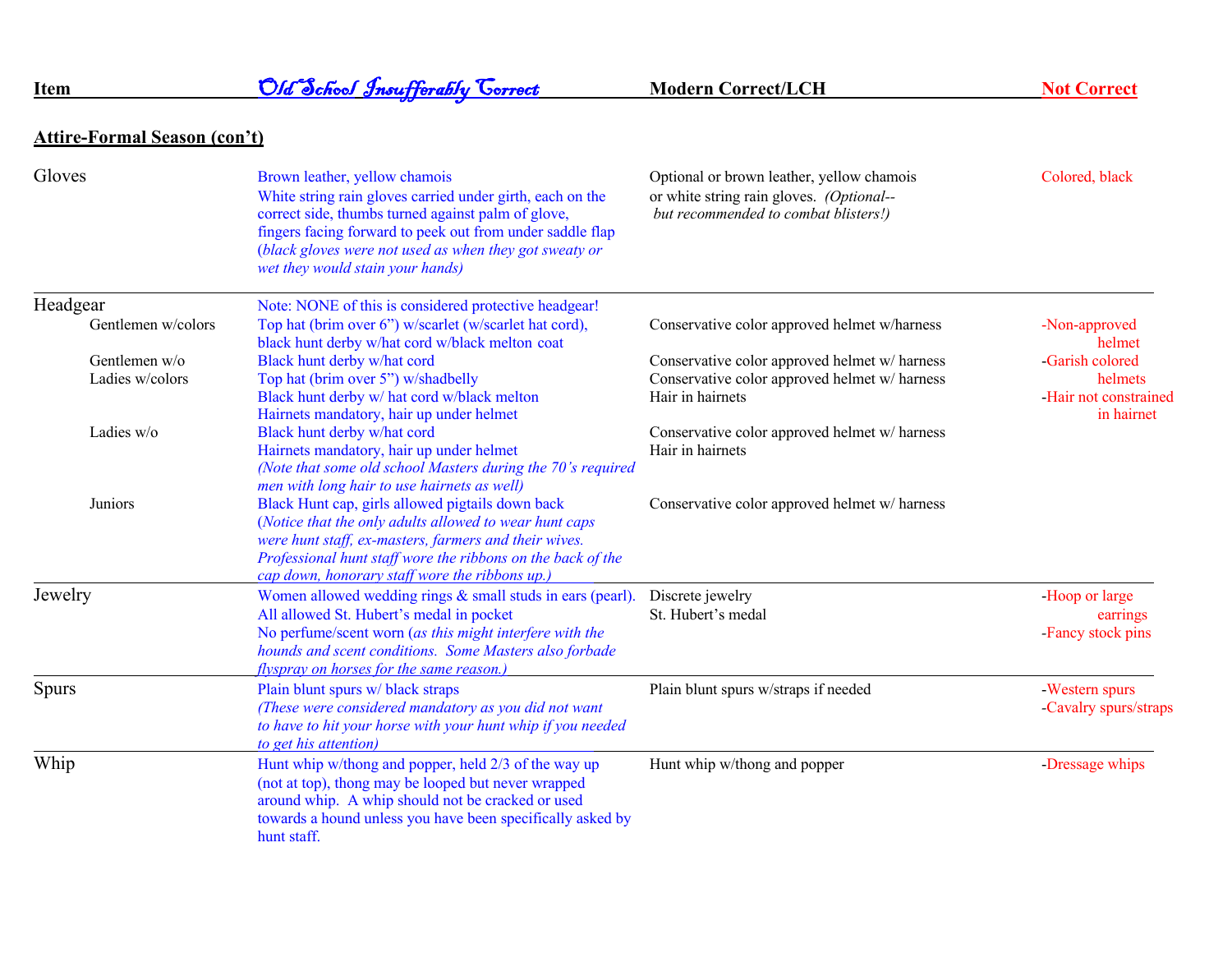| Item | Old School Insufferably Correct | Modern Correct/LCH | Not Correct |
|---|---|---|---|
| **Attire-Formal Season (con't)** | | | |
| Gloves | Brown leather, yellow chamois<br>White string rain gloves carried under girth, each on the correct side, thumbs turned against palm of glove, fingers facing forward to peek out from under saddle flap (*black gloves were not used as when they got sweaty or wet they would stain your hands)* | Optional or brown leather, yellow chamois or white string rain gloves. *(Optional-- but recommended to combat blisters!)* | Colored, black |
| Headgear | Note: NONE of this is considered protective headgear! | | |
| Gentlemen w/colors | Top hat (brim over 6") w/scarlet (w/scarlet hat cord), black hunt derby w/hat cord w/black melton coat | Conservative color approved helmet w/harness | -Non-approved helmet |
| Gentlemen w/o | Black hunt derby w/hat cord | Conservative color approved helmet w/ harness | -Garish colored helmets |
| Ladies w/colors | Top hat (brim over 5") w/shadbelly<br>Black hunt derby w/ hat cord w/black melton<br>Hairnets mandatory, hair up under helmet | Conservative color approved helmet w/ harness<br>Hair in hairnets | -Hair not constrained in hairnet |
| Ladies w/o | Black hunt derby w/hat cord<br>Hairnets mandatory, hair up under helmet<br>*(Note that some old school Masters during the 70's required men with long hair to use hairnets as well)* | Conservative color approved helmet w/ harness<br>Hair in hairnets | |
| Juniors | Black Hunt cap, girls allowed pigtails down back<br>(*Notice that the only adults allowed to wear hunt caps were hunt staff, ex-masters, farmers and their wives. Professional hunt staff wore the ribbons on the back of the cap down, honorary staff wore the ribbons up.)* | Conservative color approved helmet w/ harness | |
| Jewelry | Women allowed wedding rings & small studs in ears (pearl).<br>All allowed St. Hubert's medal in pocket<br>No perfume/scent worn (*as this might interfere with the hounds and scent conditions. Some Masters also forbade flyspray on horses for the same reason.)* | Discrete jewelry<br>St. Hubert's medal | -Hoop or large earrings<br>-Fancy stock pins |
| Spurs | Plain blunt spurs w/ black straps<br>*(These were considered mandatory as you did not want to have to hit your horse with your hunt whip if you needed to get his attention)* | Plain blunt spurs w/straps if needed | -Western spurs<br>-Cavalry spurs/straps |
| Whip | Hunt whip w/thong and popper, held 2/3 of the way up (not at top), thong may be looped but never wrapped around whip. A whip should not be cracked or used towards a hound unless you have been specifically asked by hunt staff. | Hunt whip w/thong and popper | -Dressage whips |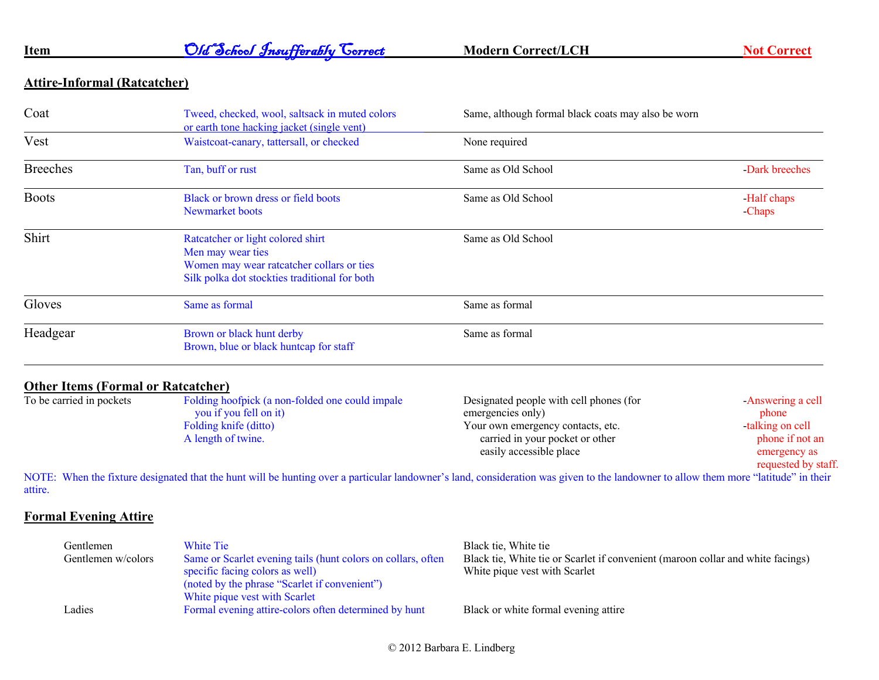| Item | *Old School Insufferably Correct* | Modern Correct/LCH | Not Correct |
|---|---|---|---|
| **Attire-Informal (Ratcatcher)** | | | |
| Coat | Tweed, checked, wool, saltsack in muted colors or earth tone hacking jacket (single vent) | Same, although formal black coats may also be worn | |
| Vest | Waistcoat-canary, tattersall, or checked | None required | |
| Breeches | Tan, buff or rust | Same as Old School | -Dark breeches |
| Boots | Black or brown dress or field boots<br>Newmarket boots | Same as Old School | -Half chaps<br>-Chaps |
| Shirt | Ratcatcher or light colored shirt<br>Men may wear ties<br>Women may wear ratcatcher collars or ties<br>Silk polka dot stockties traditional for both | Same as Old School | |
| Gloves | Same as formal | Same as formal | |
| Headgear | Brown or black hunt derby<br>Brown, blue or black huntcap for staff | Same as formal | |
| **Other Items (Formal or Ratcatcher)** | | | |
| To be carried in pockets | Folding hoofpick (a non-folded one could impale you if you fell on it)<br>Folding knife (ditto)<br>A length of twine. | Designated people with cell phones (for emergencies only)<br>Your own emergency contacts, etc. carried in your pocket or other easily accessible place | -Answering a cell phone<br>-talking on cell phone if not an emergency as requested by staff. |

NOTE: When the fixture designated that the hunt will be hunting over a particular landowner's land, consideration was given to the landowner to allow them more "latitude" in their attire.

## Formal Evening Attire

| | | |
|---|---|---|
| Gentlemen | White Tie | Black tie, White tie |
| Gentlemen w/colors | Same or Scarlet evening tails (hunt colors on collars, often specific facing colors as well)<br>(noted by the phrase "Scarlet if convenient")<br>White pique vest with Scarlet | Black tie, White tie or Scarlet if convenient (maroon collar and white facings)<br>White pique vest with Scarlet |
| Ladies | Formal evening attire-colors often determined by hunt | Black or white formal evening attire |

© 2012 Barbara E. Lindberg